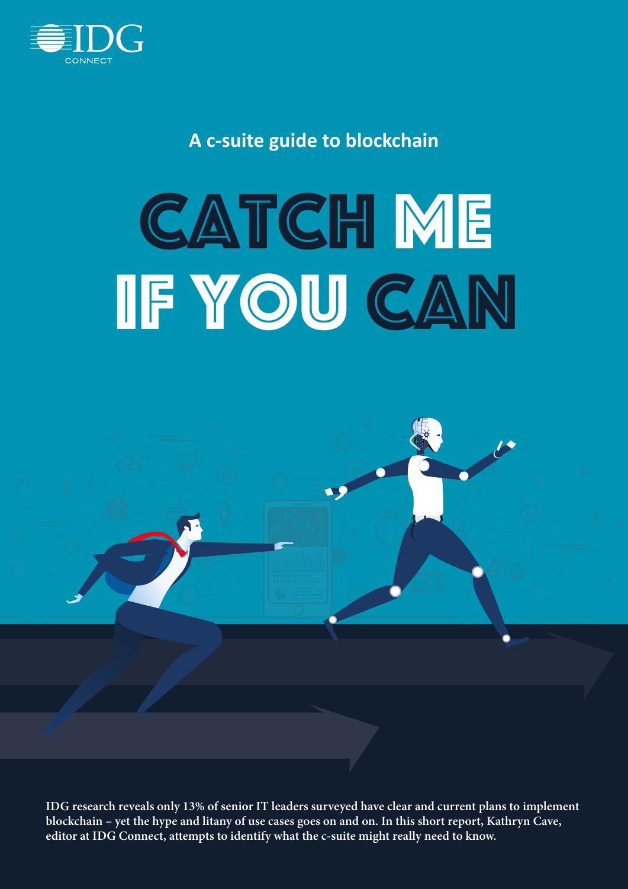IDG CONNECT

**A c-suite guide to blockchain**

# CATCH ME IF YOU CAN

**IDG research reveals only 13% of senior IT leaders surveyed have clear and current plans to implement blockchain – yet the hype and litany of use cases goes on and on. In this short report, Kathryn Cave, editor at IDG Connect, attempts to identify what the c-suite might really need to know.**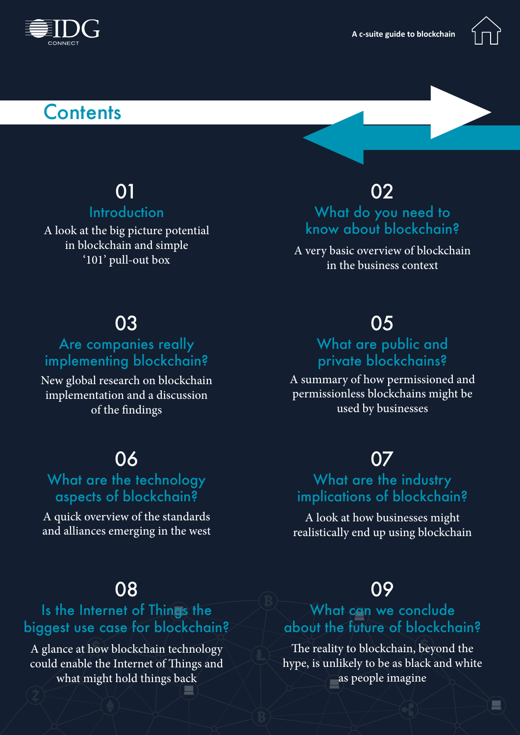# Contents

## 01
### Introduction
A look at the big picture potential in blockchain and simple '101' pull-out box

## 02
### What do you need to know about blockchain?
A very basic overview of blockchain in the business context

## 03
### Are companies really implementing blockchain?
New global research on blockchain implementation and a discussion of the findings

## 05
### What are public and private blockchains?
A summary of how permissioned and permissionless blockchains might be used by businesses

## 06
### What are the technology aspects of blockchain?
A quick overview of the standards and alliances emerging in the west

## 07
### What are the industry implications of blockchain?
A look at how businesses might realistically end up using blockchain

## 08
### Is the Internet of Things the biggest use case for blockchain?
A glance at how blockchain technology could enable the Internet of Things and what might hold things back

## 09
### What can we conclude about the future of blockchain?
The reality to blockchain, beyond the hype, is unlikely to be as black and white as people imagine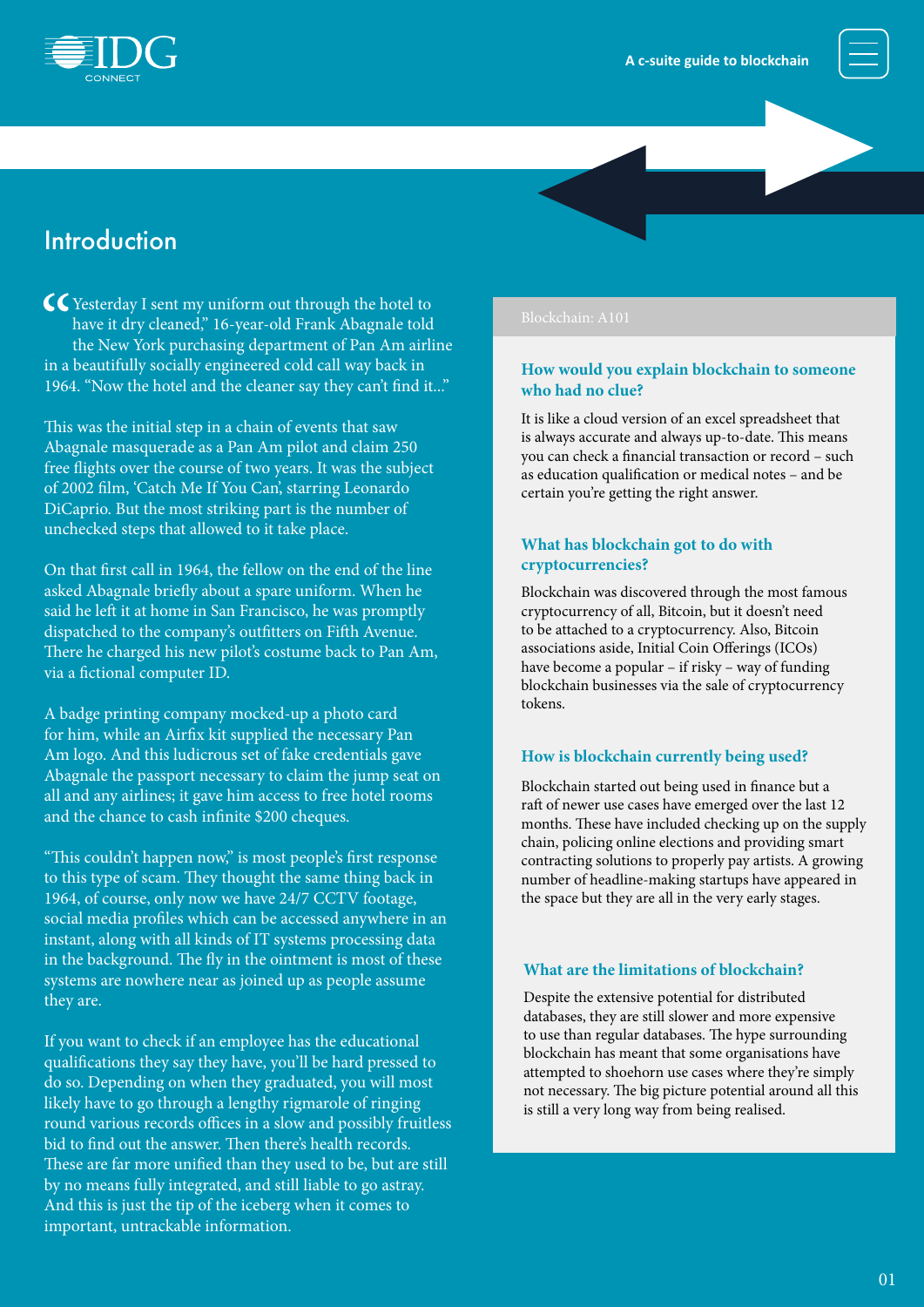## Introduction

"Yesterday I sent my uniform out through the hotel to have it dry cleaned," 16-year-old Frank Abagnale told the New York purchasing department of Pan Am airline in a beautifully socially engineered cold call way back in 1964. "Now the hotel and the cleaner say they can't find it..."

This was the initial step in a chain of events that saw Abagnale masquerade as a Pan Am pilot and claim 250 free flights over the course of two years. It was the subject of 2002 film, 'Catch Me If You Can', starring Leonardo DiCaprio. But the most striking part is the number of unchecked steps that allowed to it take place.

On that first call in 1964, the fellow on the end of the line asked Abagnale briefly about a spare uniform. When he said he left it at home in San Francisco, he was promptly dispatched to the company's outfitters on Fifth Avenue. There he charged his new pilot's costume back to Pan Am, via a fictional computer ID.

A badge printing company mocked-up a photo card for him, while an Airfix kit supplied the necessary Pan Am logo. And this ludicrous set of fake credentials gave Abagnale the passport necessary to claim the jump seat on all and any airlines; it gave him access to free hotel rooms and the chance to cash infinite $200 cheques.

"This couldn't happen now," is most people's first response to this type of scam. They thought the same thing back in 1964, of course, only now we have 24/7 CCTV footage, social media profiles which can be accessed anywhere in an instant, along with all kinds of IT systems processing data in the background. The fly in the ointment is most of these systems are nowhere near as joined up as people assume they are.

If you want to check if an employee has the educational qualifications they say they have, you'll be hard pressed to do so. Depending on when they graduated, you will most likely have to go through a lengthy rigmarole of ringing round various records offices in a slow and possibly fruitless bid to find out the answer. Then there's health records. These are far more unified than they used to be, but are still by no means fully integrated, and still liable to go astray. And this is just the tip of the iceberg when it comes to important, untrackable information.

### Blockchain: A101

**How would you explain blockchain to someone who had no clue?**

It is like a cloud version of an excel spreadsheet that is always accurate and always up-to-date. This means you can check a financial transaction or record – such as education qualification or medical notes – and be certain you're getting the right answer.

**What has blockchain got to do with cryptocurrencies?**

Blockchain was discovered through the most famous cryptocurrency of all, Bitcoin, but it doesn't need to be attached to a cryptocurrency. Also, Bitcoin associations aside, Initial Coin Offerings (ICOs) have become a popular – if risky – way of funding blockchain businesses via the sale of cryptocurrency tokens.

**How is blockchain currently being used?**

Blockchain started out being used in finance but a raft of newer use cases have emerged over the last 12 months. These have included checking up on the supply chain, policing online elections and providing smart contracting solutions to properly pay artists. A growing number of headline-making startups have appeared in the space but they are all in the very early stages.

**What are the limitations of blockchain?**

Despite the extensive potential for distributed databases, they are still slower and more expensive to use than regular databases. The hype surrounding blockchain has meant that some organisations have attempted to shoehorn use cases where they're simply not necessary. The big picture potential around all this is still a very long way from being realised.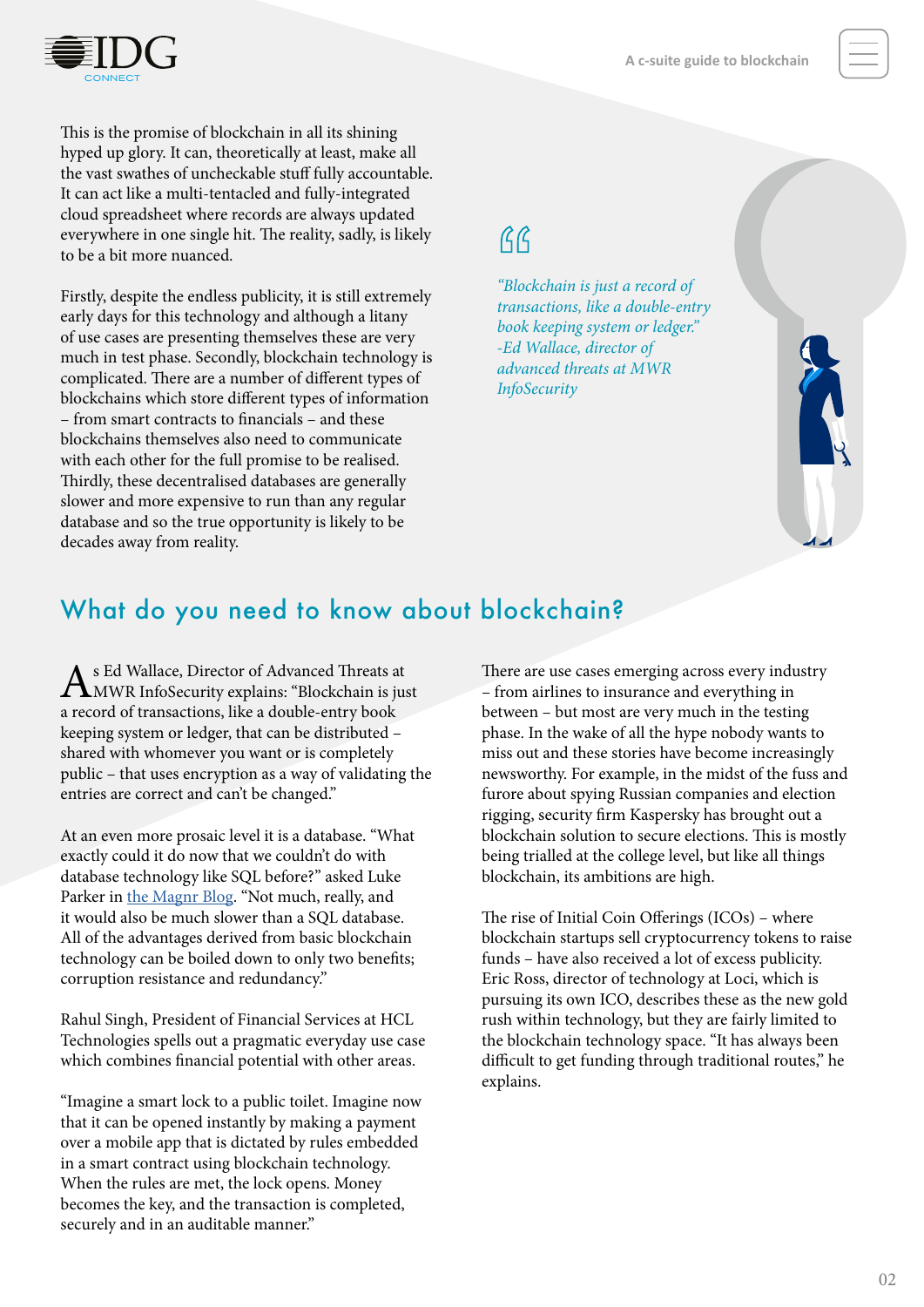This is the promise of blockchain in all its shining hyped up glory. It can, theoretically at least, make all the vast swathes of uncheckable stuff fully accountable. It can act like a multi-tentacled and fully-integrated cloud spreadsheet where records are always updated everywhere in one single hit. The reality, sadly, is likely to be a bit more nuanced.

Firstly, despite the endless publicity, it is still extremely early days for this technology and although a litany of use cases are presenting themselves these are very much in test phase. Secondly, blockchain technology is complicated. There are a number of different types of blockchains which store different types of information – from smart contracts to financials – and these blockchains themselves also need to communicate with each other for the full promise to be realised. Thirdly, these decentralised databases are generally slower and more expensive to run than any regular database and so the true opportunity is likely to be decades away from reality.

> *"Blockchain is just a record of transactions, like a double-entry book keeping system or ledger." -Ed Wallace, director of advanced threats at MWR InfoSecurity*

## What do you need to know about blockchain?

As Ed Wallace, Director of Advanced Threats at MWR InfoSecurity explains: "Blockchain is just a record of transactions, like a double-entry book keeping system or ledger, that can be distributed – shared with whomever you want or is completely public – that uses encryption as a way of validating the entries are correct and can't be changed."

At an even more prosaic level it is a database. "What exactly could it do now that we couldn't do with database technology like SQL before?" asked Luke Parker in the Magnr Blog. "Not much, really, and it would also be much slower than a SQL database. All of the advantages derived from basic blockchain technology can be boiled down to only two benefits; corruption resistance and redundancy."

Rahul Singh, President of Financial Services at HCL Technologies spells out a pragmatic everyday use case which combines financial potential with other areas.

"Imagine a smart lock to a public toilet. Imagine now that it can be opened instantly by making a payment over a mobile app that is dictated by rules embedded in a smart contract using blockchain technology. When the rules are met, the lock opens. Money becomes the key, and the transaction is completed, securely and in an auditable manner."

There are use cases emerging across every industry – from airlines to insurance and everything in between – but most are very much in the testing phase. In the wake of all the hype nobody wants to miss out and these stories have become increasingly newsworthy. For example, in the midst of the fuss and furore about spying Russian companies and election rigging, security firm Kaspersky has brought out a blockchain solution to secure elections. This is mostly being trialled at the college level, but like all things blockchain, its ambitions are high.

The rise of Initial Coin Offerings (ICOs) – where blockchain startups sell cryptocurrency tokens to raise funds – have also received a lot of excess publicity. Eric Ross, director of technology at Loci, which is pursuing its own ICO, describes these as the new gold rush within technology, but they are fairly limited to the blockchain technology space. "It has always been difficult to get funding through traditional routes," he explains.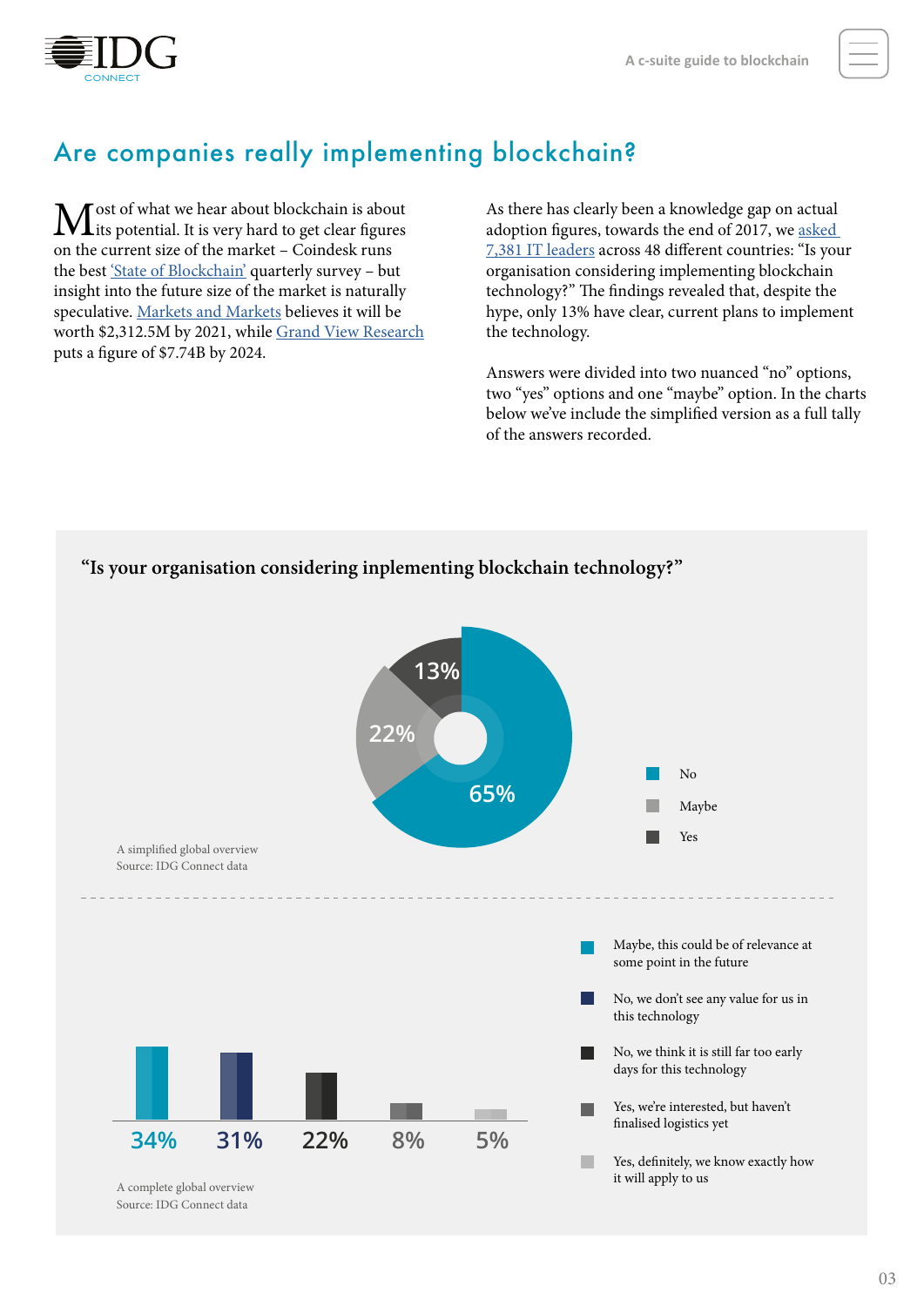## Are companies really implementing blockchain?

Most of what we hear about blockchain is about its potential. It is very hard to get clear figures on the current size of the market – Coindesk runs the best 'State of Blockchain' quarterly survey – but insight into the future size of the market is naturally speculative. Markets and Markets believes it will be worth $2,312.5M by 2021, while Grand View Research puts a figure of $7.74B by 2024.

As there has clearly been a knowledge gap on actual adoption figures, towards the end of 2017, we asked 7,381 IT leaders across 48 different countries: "Is your organisation considering implementing blockchain technology?" The findings revealed that, despite the hype, only 13% have clear, current plans to implement the technology.

Answers were divided into two nuanced "no" options, two "yes" options and one "maybe" option. In the charts below we've include the simplified version as a full tally of the answers recorded.

### "Is your organisation considering inplementing blockchain technology?"

| Answer | Share |
| --- | --- |
| No | 65% |
| Maybe | 22% |
| Yes | 13% |

A simplified global overview
Source: IDG Connect data

| Answer | Share |
| --- | --- |
| Maybe, this could be of relevance at some point in the future | 34% |
| No, we don't see any value for us in this technology | 31% |
| No, we think it is still far too early days for this technology | 22% |
| Yes, we're interested, but haven't finalised logistics yet | 8% |
| Yes, definitely, we know exactly how it will apply to us | 5% |

A complete global overview
Source: IDG Connect data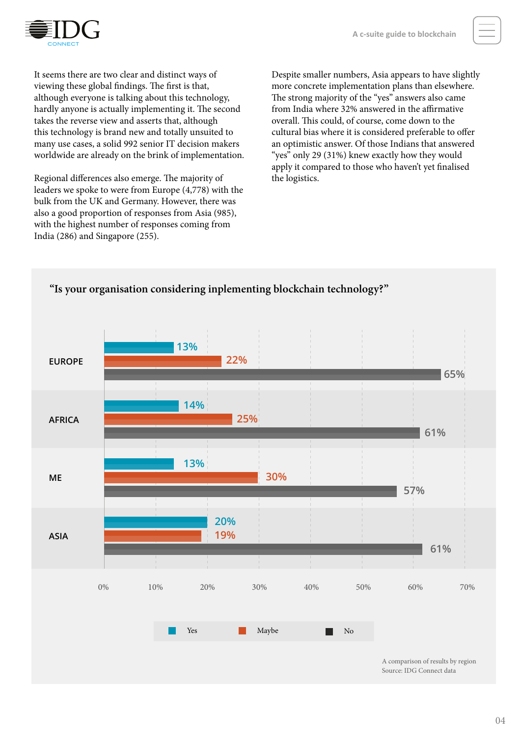It seems there are two clear and distinct ways of viewing these global findings. The first is that, although everyone is talking about this technology, hardly anyone is actually implementing it. The second takes the reverse view and asserts that, although this technology is brand new and totally unsuited to many use cases, a solid 992 senior IT decision makers worldwide are already on the brink of implementation.

Regional differences also emerge. The majority of leaders we spoke to were from Europe (4,778) with the bulk from the UK and Germany. However, there was also a good proportion of responses from Asia (985), with the highest number of responses coming from India (286) and Singapore (255).

Despite smaller numbers, Asia appears to have slightly more concrete implementation plans than elsewhere. The strong majority of the "yes" answers also came from India where 32% answered in the affirmative overall. This could, of course, come down to the cultural bias where it is considered preferable to offer an optimistic answer. Of those Indians that answered "yes" only 29 (31%) knew exactly how they would apply it compared to those who haven't yet finalised the logistics.

**"Is your organisation considering inplementing blockchain technology?"**

| Region | Yes | Maybe | No |
|---|---|---|---|
| EUROPE | 13% | 22% | 65% |
| AFRICA | 14% | 25% | 61% |
| ME | 13% | 30% | 57% |
| ASIA | 20% | 19% | 61% |

A comparison of results by region
Source: IDG Connect data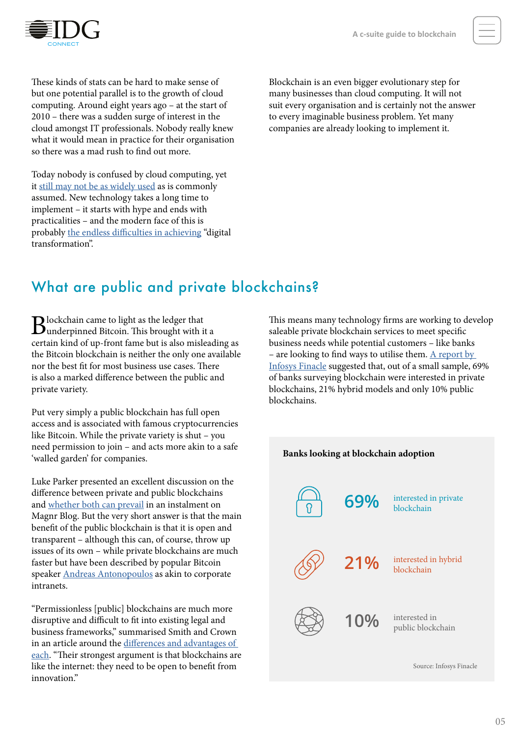These kinds of stats can be hard to make sense of but one potential parallel is to the growth of cloud computing. Around eight years ago – at the start of 2010 – there was a sudden surge of interest in the cloud amongst IT professionals. Nobody really knew what it would mean in practice for their organisation so there was a mad rush to find out more.

Today nobody is confused by cloud computing, yet it still may not be as widely used as is commonly assumed. New technology takes a long time to implement – it starts with hype and ends with practicalities – and the modern face of this is probably the endless difficulties in achieving "digital transformation".

Blockchain is an even bigger evolutionary step for many businesses than cloud computing. It will not suit every organisation and is certainly not the answer to every imaginable business problem. Yet many companies are already looking to implement it.

## What are public and private blockchains?

Blockchain came to light as the ledger that underpinned Bitcoin. This brought with it a certain kind of up-front fame but is also misleading as the Bitcoin blockchain is neither the only one available nor the best fit for most business use cases. There is also a marked difference between the public and private variety.

Put very simply a public blockchain has full open access and is associated with famous cryptocurrencies like Bitcoin. While the private variety is shut – you need permission to join – and acts more akin to a safe 'walled garden' for companies.

Luke Parker presented an excellent discussion on the difference between private and public blockchains and whether both can prevail in an instalment on Magnr Blog. But the very short answer is that the main benefit of the public blockchain is that it is open and transparent – although this can, of course, throw up issues of its own – while private blockchains are much faster but have been described by popular Bitcoin speaker Andreas Antonopoulos as akin to corporate intranets.

"Permissionless [public] blockchains are much more disruptive and difficult to fit into existing legal and business frameworks," summarised Smith and Crown in an article around the differences and advantages of each. "Their strongest argument is that blockchains are like the internet: they need to be open to benefit from innovation."

This means many technology firms are working to develop saleable private blockchain services to meet specific business needs while potential customers – like banks – are looking to find ways to utilise them. A report by Infosys Finacle suggested that, out of a small sample, 69% of banks surveying blockchain were interested in private blockchains, 21% hybrid models and only 10% public blockchains.

**Banks looking at blockchain adoption**

| | |
|---|---|
| 69% | interested in private blockchain |
| 21% | interested in hybrid blockchain |
| 10% | interested in public blockchain |

Source: Infosys Finacle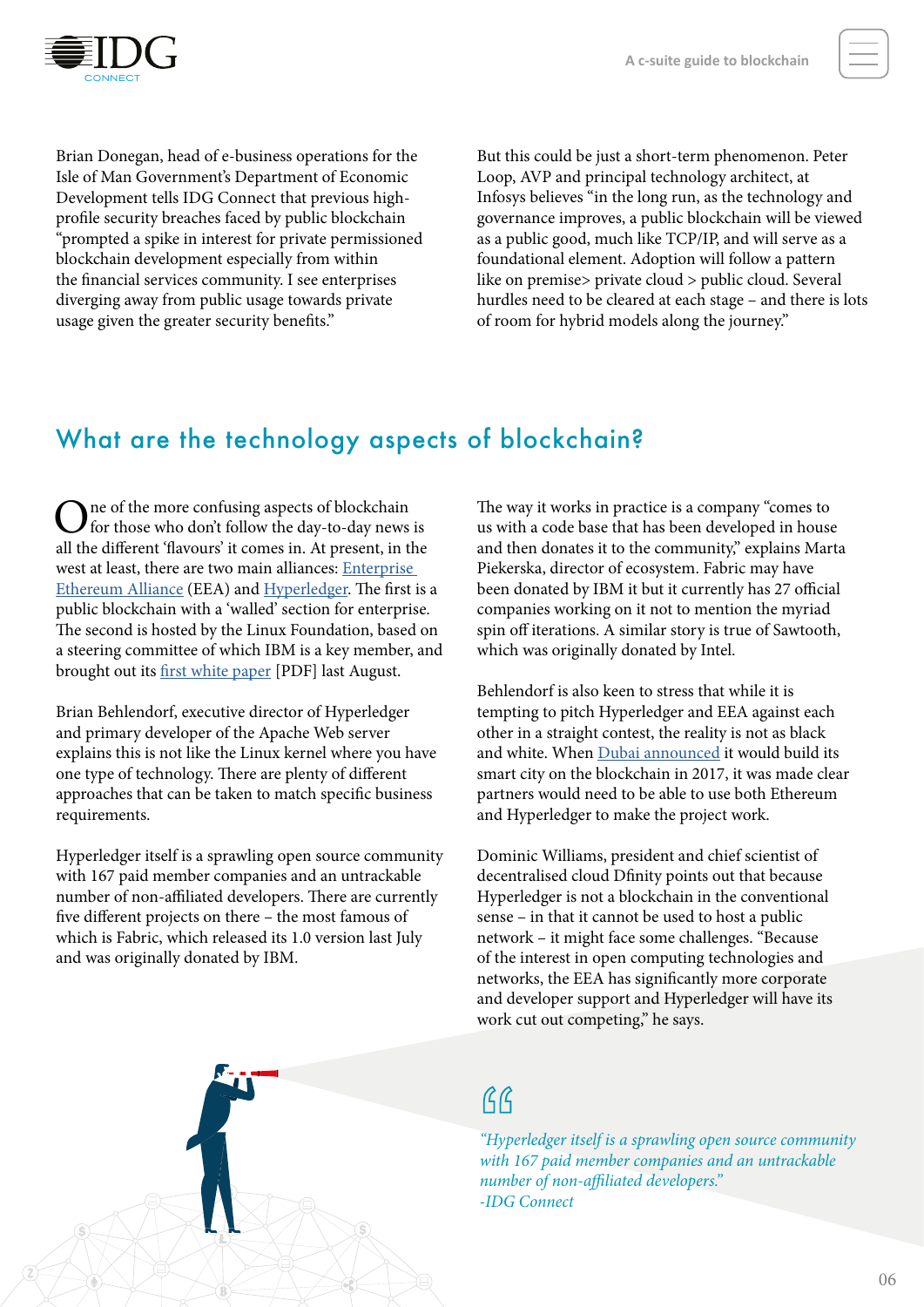Brian Donegan, head of e-business operations for the Isle of Man Government's Department of Economic Development tells IDG Connect that previous high-profile security breaches faced by public blockchain "prompted a spike in interest for private permissioned blockchain development especially from within the financial services community. I see enterprises diverging away from public usage towards private usage given the greater security benefits."

But this could be just a short-term phenomenon. Peter Loop, AVP and principal technology architect, at Infosys believes "in the long run, as the technology and governance improves, a public blockchain will be viewed as a public good, much like TCP/IP, and will serve as a foundational element. Adoption will follow a pattern like on premise> private cloud > public cloud. Several hurdles need to be cleared at each stage – and there is lots of room for hybrid models along the journey."

## What are the technology aspects of blockchain?

One of the more confusing aspects of blockchain for those who don't follow the day-to-day news is all the different 'flavours' it comes in. At present, in the west at least, there are two main alliances: Enterprise Ethereum Alliance (EEA) and Hyperledger. The first is a public blockchain with a 'walled' section for enterprise. The second is hosted by the Linux Foundation, based on a steering committee of which IBM is a key member, and brought out its first white paper [PDF] last August.

Brian Behlendorf, executive director of Hyperledger and primary developer of the Apache Web server explains this is not like the Linux kernel where you have one type of technology. There are plenty of different approaches that can be taken to match specific business requirements.

Hyperledger itself is a sprawling open source community with 167 paid member companies and an untrackable number of non-affiliated developers. There are currently five different projects on there – the most famous of which is Fabric, which released its 1.0 version last July and was originally donated by IBM.

The way it works in practice is a company "comes to us with a code base that has been developed in house and then donates it to the community," explains Marta Piekerska, director of ecosystem. Fabric may have been donated by IBM it but it currently has 27 official companies working on it not to mention the myriad spin off iterations. A similar story is true of Sawtooth, which was originally donated by Intel.

Behlendorf is also keen to stress that while it is tempting to pitch Hyperledger and EEA against each other in a straight contest, the reality is not as black and white. When Dubai announced it would build its smart city on the blockchain in 2017, it was made clear partners would need to be able to use both Ethereum and Hyperledger to make the project work.

Dominic Williams, president and chief scientist of decentralised cloud Dfinity points out that because Hyperledger is not a blockchain in the conventional sense – in that it cannot be used to host a public network – it might face some challenges. "Because of the interest in open computing technologies and networks, the EEA has significantly more corporate and developer support and Hyperledger will have its work cut out competing," he says.

> *"Hyperledger itself is a sprawling open source community with 167 paid member companies and an untrackable number of non-affiliated developers."*
> *-IDG Connect*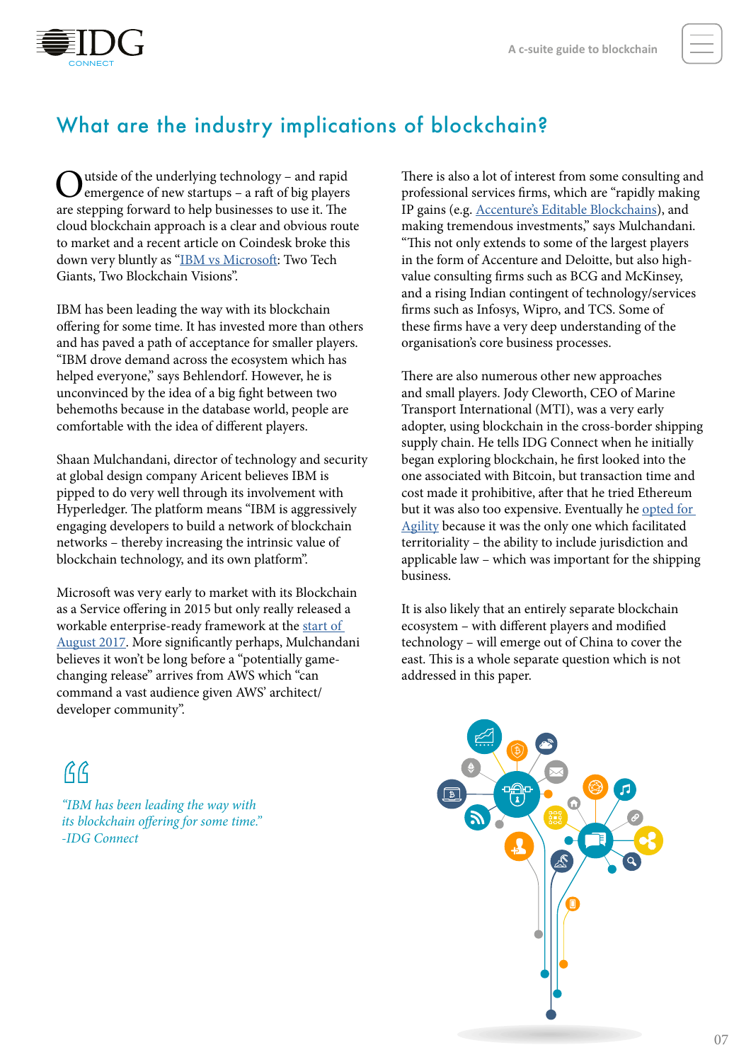# What are the industry implications of blockchain?

Outside of the underlying technology – and rapid emergence of new startups – a raft of big players are stepping forward to help businesses to use it. The cloud blockchain approach is a clear and obvious route to market and a recent article on Coindesk broke this down very bluntly as "IBM vs Microsoft: Two Tech Giants, Two Blockchain Visions".

IBM has been leading the way with its blockchain offering for some time. It has invested more than others and has paved a path of acceptance for smaller players. "IBM drove demand across the ecosystem which has helped everyone," says Behlendorf. However, he is unconvinced by the idea of a big fight between two behemoths because in the database world, people are comfortable with the idea of different players.

Shaan Mulchandani, director of technology and security at global design company Aricent believes IBM is pipped to do very well through its involvement with Hyperledger. The platform means "IBM is aggressively engaging developers to build a network of blockchain networks – thereby increasing the intrinsic value of blockchain technology, and its own platform".

Microsoft was very early to market with its Blockchain as a Service offering in 2015 but only really released a workable enterprise-ready framework at the start of August 2017. More significantly perhaps, Mulchandani believes it won't be long before a "potentially game-changing release" arrives from AWS which "can command a vast audience given AWS' architect/developer community".

> *"IBM has been leading the way with its blockchain offering for some time."*
> *-IDG Connect*

There is also a lot of interest from some consulting and professional services firms, which are "rapidly making IP gains (e.g. Accenture's Editable Blockchains), and making tremendous investments," says Mulchandani. "This not only extends to some of the largest players in the form of Accenture and Deloitte, but also high-value consulting firms such as BCG and McKinsey, and a rising Indian contingent of technology/services firms such as Infosys, Wipro, and TCS. Some of these firms have a very deep understanding of the organisation's core business processes.

There are also numerous other new approaches and small players. Jody Cleworth, CEO of Marine Transport International (MTI), was a very early adopter, using blockchain in the cross-border shipping supply chain. He tells IDG Connect when he initially began exploring blockchain, he first looked into the one associated with Bitcoin, but transaction time and cost made it prohibitive, after that he tried Ethereum but it was also too expensive. Eventually he opted for Agility because it was the only one which facilitated territoriality – the ability to include jurisdiction and applicable law – which was important for the shipping business.

It is also likely that an entirely separate blockchain ecosystem – with different players and modified technology – will emerge out of China to cover the east. This is a whole separate question which is not addressed in this paper.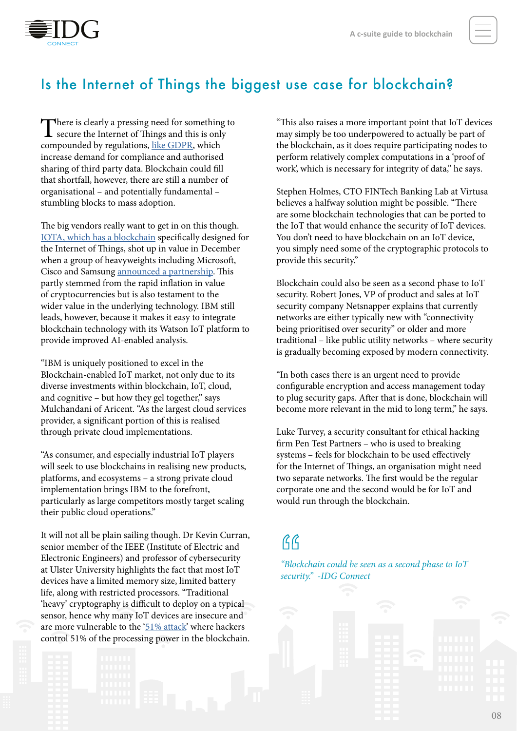# Is the Internet of Things the biggest use case for blockchain?

There is clearly a pressing need for something to secure the Internet of Things and this is only compounded by regulations, like GDPR, which increase demand for compliance and authorised sharing of third party data. Blockchain could fill that shortfall, however, there are still a number of organisational – and potentially fundamental – stumbling blocks to mass adoption.

The big vendors really want to get in on this though. IOTA, which has a blockchain specifically designed for the Internet of Things, shot up in value in December when a group of heavyweights including Microsoft, Cisco and Samsung announced a partnership. This partly stemmed from the rapid inflation in value of cryptocurrencies but is also testament to the wider value in the underlying technology. IBM still leads, however, because it makes it easy to integrate blockchain technology with its Watson IoT platform to provide improved AI-enabled analysis.

"IBM is uniquely positioned to excel in the Blockchain-enabled IoT market, not only due to its diverse investments within blockchain, IoT, cloud, and cognitive – but how they gel together," says Mulchandani of Aricent. "As the largest cloud services provider, a significant portion of this is realised through private cloud implementations.

"As consumer, and especially industrial IoT players will seek to use blockchains in realising new products, platforms, and ecosystems – a strong private cloud implementation brings IBM to the forefront, particularly as large competitors mostly target scaling their public cloud operations."

It will not all be plain sailing though. Dr Kevin Curran, senior member of the IEEE (Institute of Electric and Electronic Engineers) and professor of cybersecurity at Ulster University highlights the fact that most IoT devices have a limited memory size, limited battery life, along with restricted processors. "Traditional 'heavy' cryptography is difficult to deploy on a typical sensor, hence why many IoT devices are insecure and are more vulnerable to the '51% attack' where hackers control 51% of the processing power in the blockchain.

"This also raises a more important point that IoT devices may simply be too underpowered to actually be part of the blockchain, as it does require participating nodes to perform relatively complex computations in a 'proof of work', which is necessary for integrity of data," he says.

Stephen Holmes, CTO FINTech Banking Lab at Virtusa believes a halfway solution might be possible. "There are some blockchain technologies that can be ported to the IoT that would enhance the security of IoT devices. You don't need to have blockchain on an IoT device, you simply need some of the cryptographic protocols to provide this security."

Blockchain could also be seen as a second phase to IoT security. Robert Jones, VP of product and sales at IoT security company Netsnapper explains that currently networks are either typically new with "connectivity being prioritised over security" or older and more traditional – like public utility networks – where security is gradually becoming exposed by modern connectivity.

"In both cases there is an urgent need to provide configurable encryption and access management today to plug security gaps. After that is done, blockchain will become more relevant in the mid to long term," he says.

Luke Turvey, a security consultant for ethical hacking firm Pen Test Partners – who is used to breaking systems – feels for blockchain to be used effectively for the Internet of Things, an organisation might need two separate networks. The first would be the regular corporate one and the second would be for IoT and would run through the blockchain.

> *"Blockchain could be seen as a second phase to IoT security." -IDG Connect*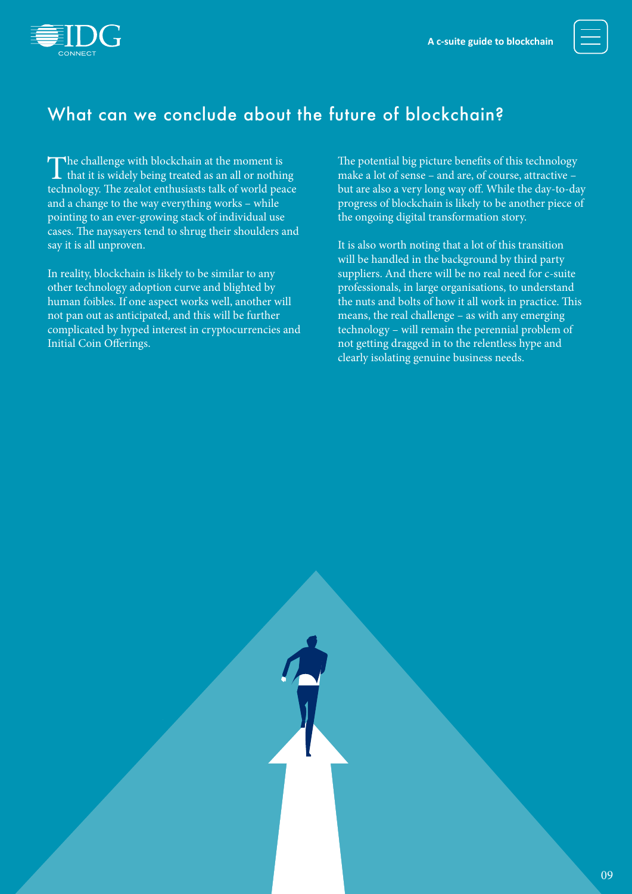## What can we conclude about the future of blockchain?

The challenge with blockchain at the moment is that it is widely being treated as an all or nothing technology. The zealot enthusiasts talk of world peace and a change to the way everything works – while pointing to an ever-growing stack of individual use cases. The naysayers tend to shrug their shoulders and say it is all unproven.

In reality, blockchain is likely to be similar to any other technology adoption curve and blighted by human foibles. If one aspect works well, another will not pan out as anticipated, and this will be further complicated by hyped interest in cryptocurrencies and Initial Coin Offerings.

The potential big picture benefits of this technology make a lot of sense – and are, of course, attractive – but are also a very long way off. While the day-to-day progress of blockchain is likely to be another piece of the ongoing digital transformation story.

It is also worth noting that a lot of this transition will be handled in the background by third party suppliers. And there will be no real need for c-suite professionals, in large organisations, to understand the nuts and bolts of how it all work in practice. This means, the real challenge – as with any emerging technology – will remain the perennial problem of not getting dragged in to the relentless hype and clearly isolating genuine business needs.